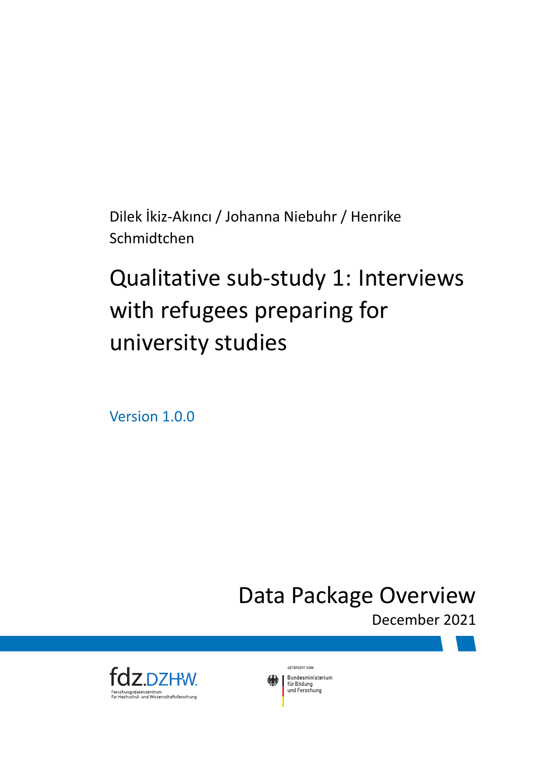Dilek İkiz-Akıncı / Johanna Niebuhr / Henrike Schmidtchen

# Qualitative sub-study 1: Interviews with refugees preparing for university studies

Version 1.0.0

## Data Package Overview

December 2021

fdz.DZHW
Forschungsdatenzentrum
für Hochschul- und Wissenschaftsforschung

GEFÖRDERT VOM
Bundesministerium
für Bildung
und Forschung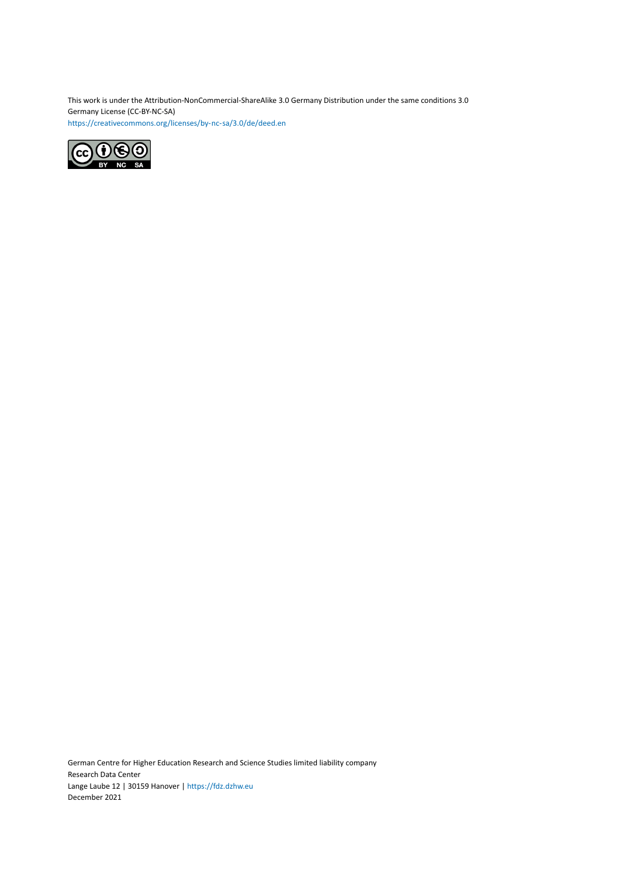This work is under the Attribution-NonCommercial-ShareAlike 3.0 Germany Distribution under the same conditions 3.0 Germany License (CC-BY-NC-SA)
https://creativecommons.org/licenses/by-nc-sa/3.0/de/deed.en

German Centre for Higher Education Research and Science Studies limited liability company
Research Data Center
Lange Laube 12 | 30159 Hanover | https://fdz.dzhw.eu
December 2021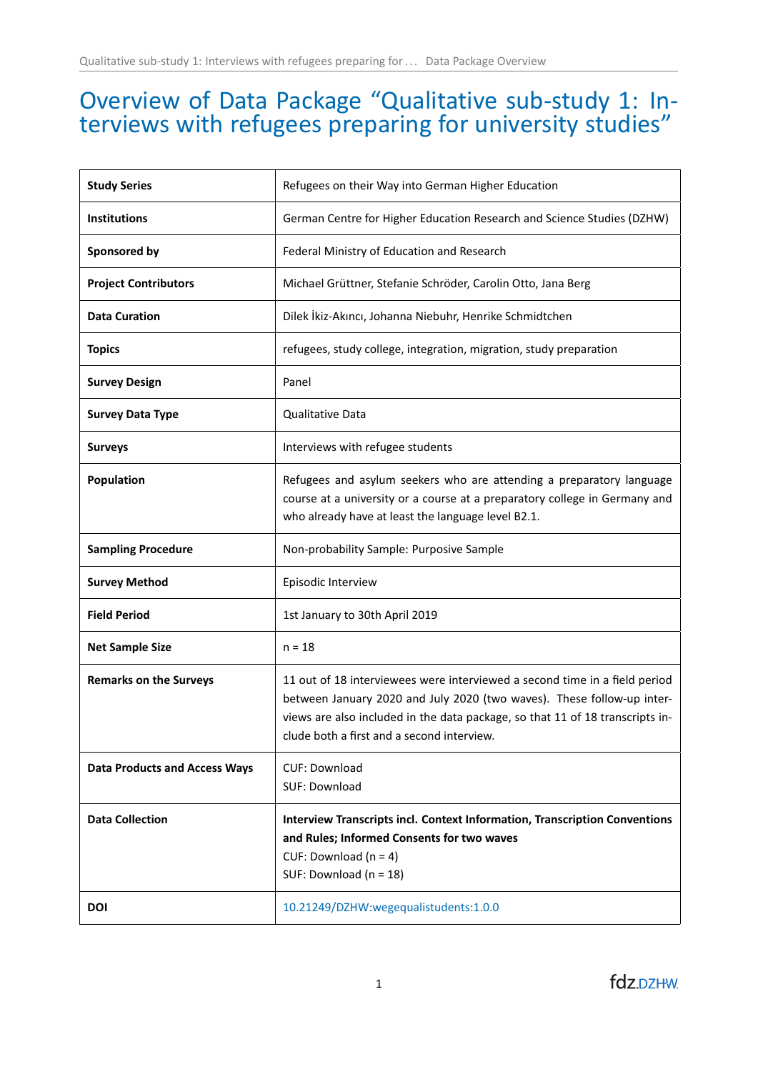# Overview of Data Package “Qualitative sub-study 1: Interviews with refugees preparing for university studies”

| | |
|---|---|
| **Study Series** | Refugees on their Way into German Higher Education |
| **Institutions** | German Centre for Higher Education Research and Science Studies (DZHW) |
| **Sponsored by** | Federal Ministry of Education and Research |
| **Project Contributors** | Michael Grüttner, Stefanie Schröder, Carolin Otto, Jana Berg |
| **Data Curation** | Dilek İkiz-Akıncı, Johanna Niebuhr, Henrike Schmidtchen |
| **Topics** | refugees, study college, integration, migration, study preparation |
| **Survey Design** | Panel |
| **Survey Data Type** | Qualitative Data |
| **Surveys** | Interviews with refugee students |
| **Population** | Refugees and asylum seekers who are attending a preparatory language course at a university or a course at a preparatory college in Germany and who already have at least the language level B2.1. |
| **Sampling Procedure** | Non-probability Sample: Purposive Sample |
| **Survey Method** | Episodic Interview |
| **Field Period** | 1st January to 30th April 2019 |
| **Net Sample Size** | n = 18 |
| **Remarks on the Surveys** | 11 out of 18 interviewees were interviewed a second time in a field period between January 2020 and July 2020 (two waves). These follow-up interviews are also included in the data package, so that 11 of 18 transcripts include both a first and a second interview. |
| **Data Products and Access Ways** | CUF: Download<br>SUF: Download |
| **Data Collection** | **Interview Transcripts incl. Context Information, Transcription Conventions and Rules; Informed Consents for two waves**<br>CUF: Download (n = 4)<br>SUF: Download (n = 18) |
| **DOI** | 10.21249/DZHW:wegequalistudents:1.0.0 |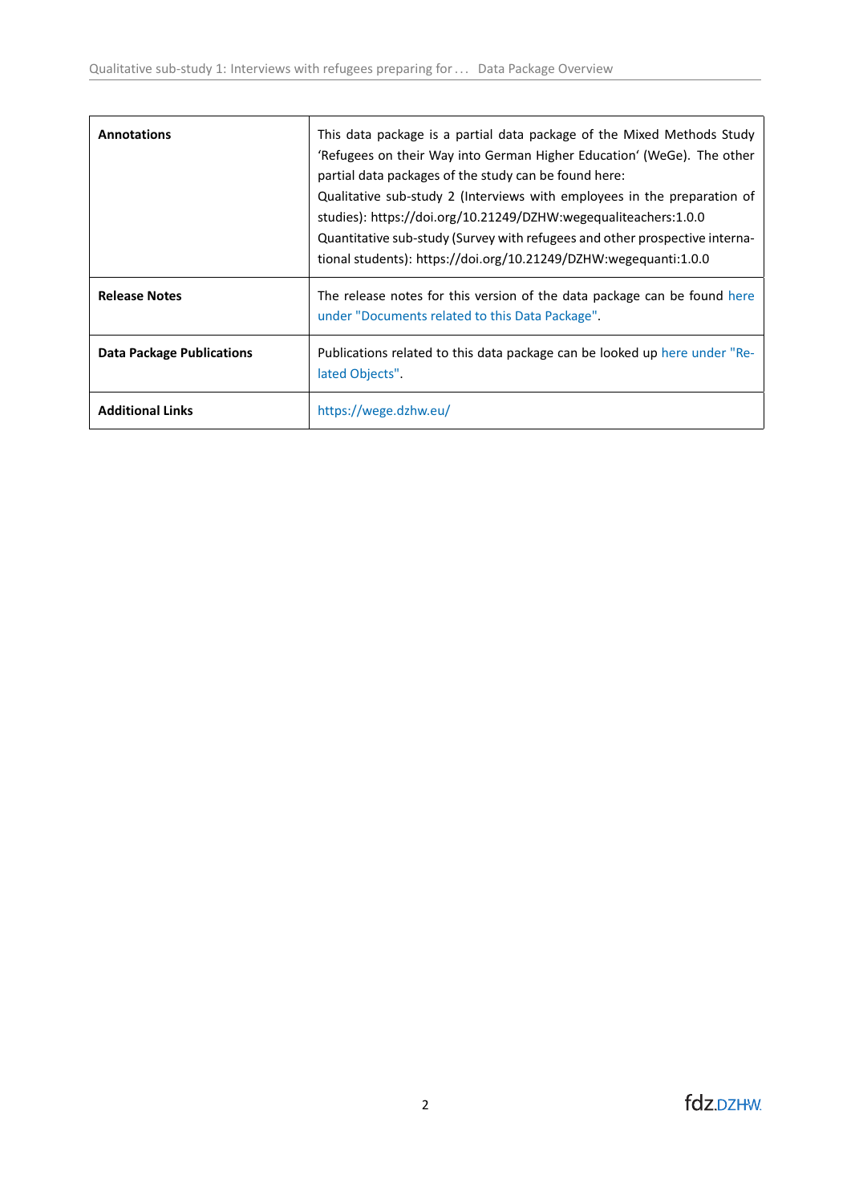| | |
|---|---|
| **Annotations** | This data package is a partial data package of the Mixed Methods Study 'Refugees on their Way into German Higher Education' (WeGe). The other partial data packages of the study can be found here:<br>Qualitative sub-study 2 (Interviews with employees in the preparation of studies): https://doi.org/10.21249/DZHW:wegequaliteachers:1.0.0<br>Quantitative sub-study (Survey with refugees and other prospective international students): https://doi.org/10.21249/DZHW:wegequanti:1.0.0 |
| **Release Notes** | The release notes for this version of the data package can be found here under "Documents related to this Data Package". |
| **Data Package Publications** | Publications related to this data package can be looked up here under "Related Objects". |
| **Additional Links** | https://wege.dzhw.eu/ |